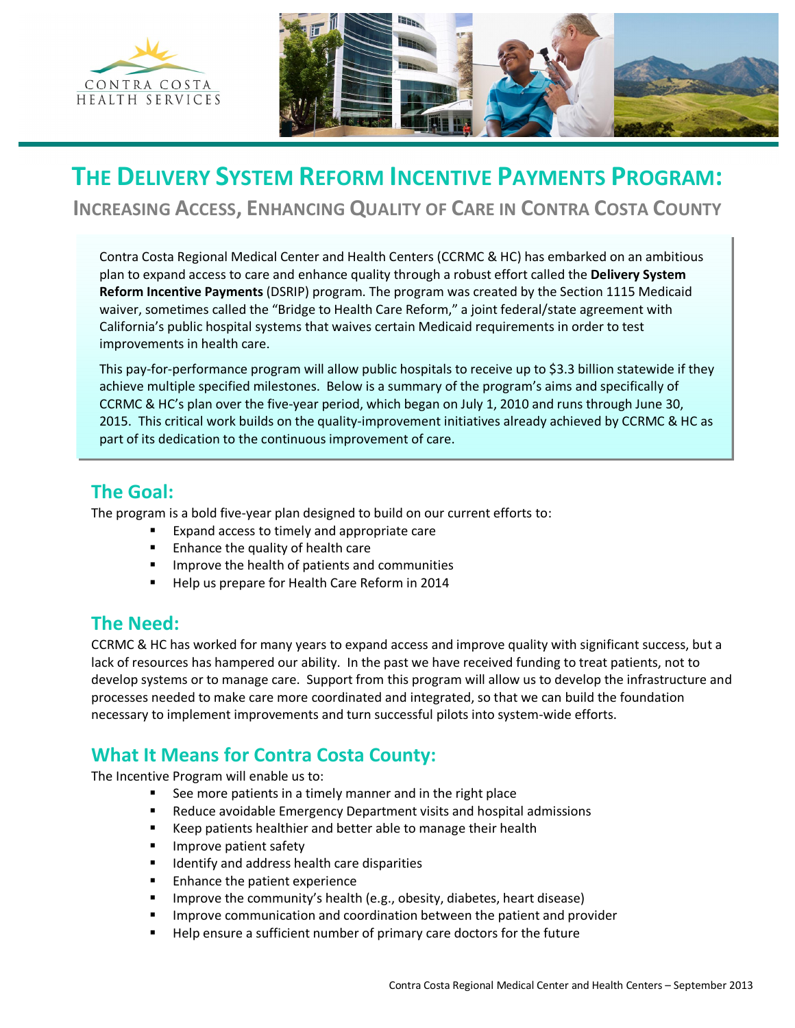# The Delivery System Reform Incentive Payments Program:

## Increasing Access, Enhancing Quality of Care in Contra Costa County

Contra Costa Regional Medical Center and Health Centers (CCRMC & HC) has embarked on an ambitious plan to expand access to care and enhance quality through a robust effort called the **Delivery System Reform Incentive Payments** (DSRIP) program. The program was created by the Section 1115 Medicaid waiver, sometimes called the "Bridge to Health Care Reform," a joint federal/state agreement with California's public hospital systems that waives certain Medicaid requirements in order to test improvements in health care.

This pay-for-performance program will allow public hospitals to receive up to $3.3 billion statewide if they achieve multiple specified milestones. Below is a summary of the program's aims and specifically of CCRMC & HC's plan over the five-year period, which began on July 1, 2010 and runs through June 30, 2015. This critical work builds on the quality-improvement initiatives already achieved by CCRMC & HC as part of its dedication to the continuous improvement of care.

## The Goal:

The program is a bold five-year plan designed to build on our current efforts to:

- Expand access to timely and appropriate care
- Enhance the quality of health care
- Improve the health of patients and communities
- Help us prepare for Health Care Reform in 2014

## The Need:

CCRMC & HC has worked for many years to expand access and improve quality with significant success, but a lack of resources has hampered our ability. In the past we have received funding to treat patients, not to develop systems or to manage care. Support from this program will allow us to develop the infrastructure and processes needed to make care more coordinated and integrated, so that we can build the foundation necessary to implement improvements and turn successful pilots into system-wide efforts.

## What It Means for Contra Costa County:

The Incentive Program will enable us to:

- See more patients in a timely manner and in the right place
- Reduce avoidable Emergency Department visits and hospital admissions
- Keep patients healthier and better able to manage their health
- Improve patient safety
- Identify and address health care disparities
- Enhance the patient experience
- Improve the community's health (e.g., obesity, diabetes, heart disease)
- Improve communication and coordination between the patient and provider
- Help ensure a sufficient number of primary care doctors for the future

Contra Costa Regional Medical Center and Health Centers – September 2013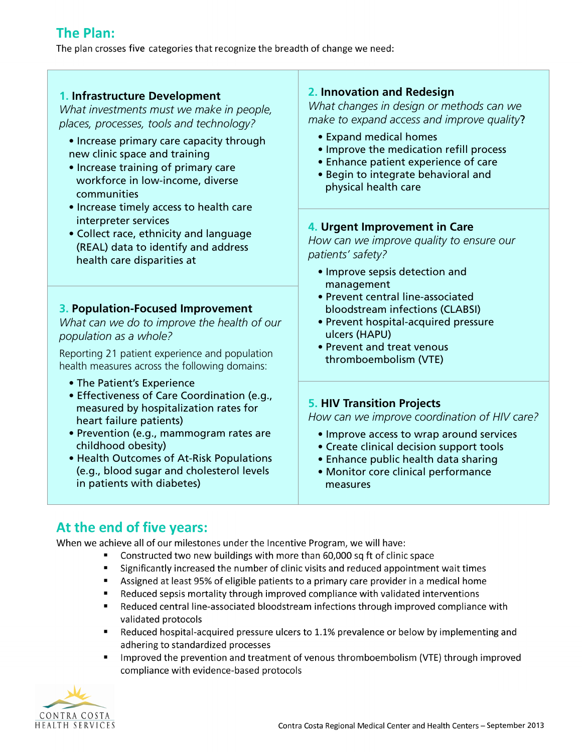## The Plan:

The plan crosses five categories that recognize the breadth of change we need:

### 1. Infrastructure Development

*What investments must we make in people, places, processes, tools and technology?*

- Increase primary care capacity through new clinic space and training
- Increase training of primary care workforce in low-income, diverse communities
- Increase timely access to health care interpreter services
- Collect race, ethnicity and language (REAL) data to identify and address health care disparities at

### 2. Innovation and Redesign

*What changes in design or methods can we make to expand access and improve quality***?**

- Expand medical homes
- Improve the medication refill process
- Enhance patient experience of care
- Begin to integrate behavioral and physical health care

### 3. Population-Focused Improvement

*What can we do to improve the health of our population as a whole?*

Reporting 21 patient experience and population health measures across the following domains:

- The Patient's Experience
- Effectiveness of Care Coordination (e.g., measured by hospitalization rates for heart failure patients)
- Prevention (e.g., mammogram rates are childhood obesity)
- Health Outcomes of At-Risk Populations (e.g., blood sugar and cholesterol levels in patients with diabetes)

### 4. Urgent Improvement in Care

*How can we improve quality to ensure our patients' safety?*

- Improve sepsis detection and management
- Prevent central line-associated bloodstream infections (CLABSI)
- Prevent hospital-acquired pressure ulcers (HAPU)
- Prevent and treat venous thromboembolism (VTE)

### 5. HIV Transition Projects

*How can we improve coordination of HIV care?*

- Improve access to wrap around services
- Create clinical decision support tools
- Enhance public health data sharing
- Monitor core clinical performance measures

## At the end of five years:

When we achieve all of our milestones under the Incentive Program, we will have:

- Constructed two new buildings with more than 60,000 sq ft of clinic space
- Significantly increased the number of clinic visits and reduced appointment wait times
- Assigned at least 95% of eligible patients to a primary care provider in a medical home
- Reduced sepsis mortality through improved compliance with validated interventions
- Reduced central line-associated bloodstream infections through improved compliance with validated protocols
- Reduced hospital-acquired pressure ulcers to 1.1% prevalence or below by implementing and adhering to standardized processes
- Improved the prevention and treatment of venous thromboembolism (VTE) through improved compliance with evidence-based protocols

CONTRA COSTA
HEALTH SERVICES

Contra Costa Regional Medical Center and Health Centers – September 2013